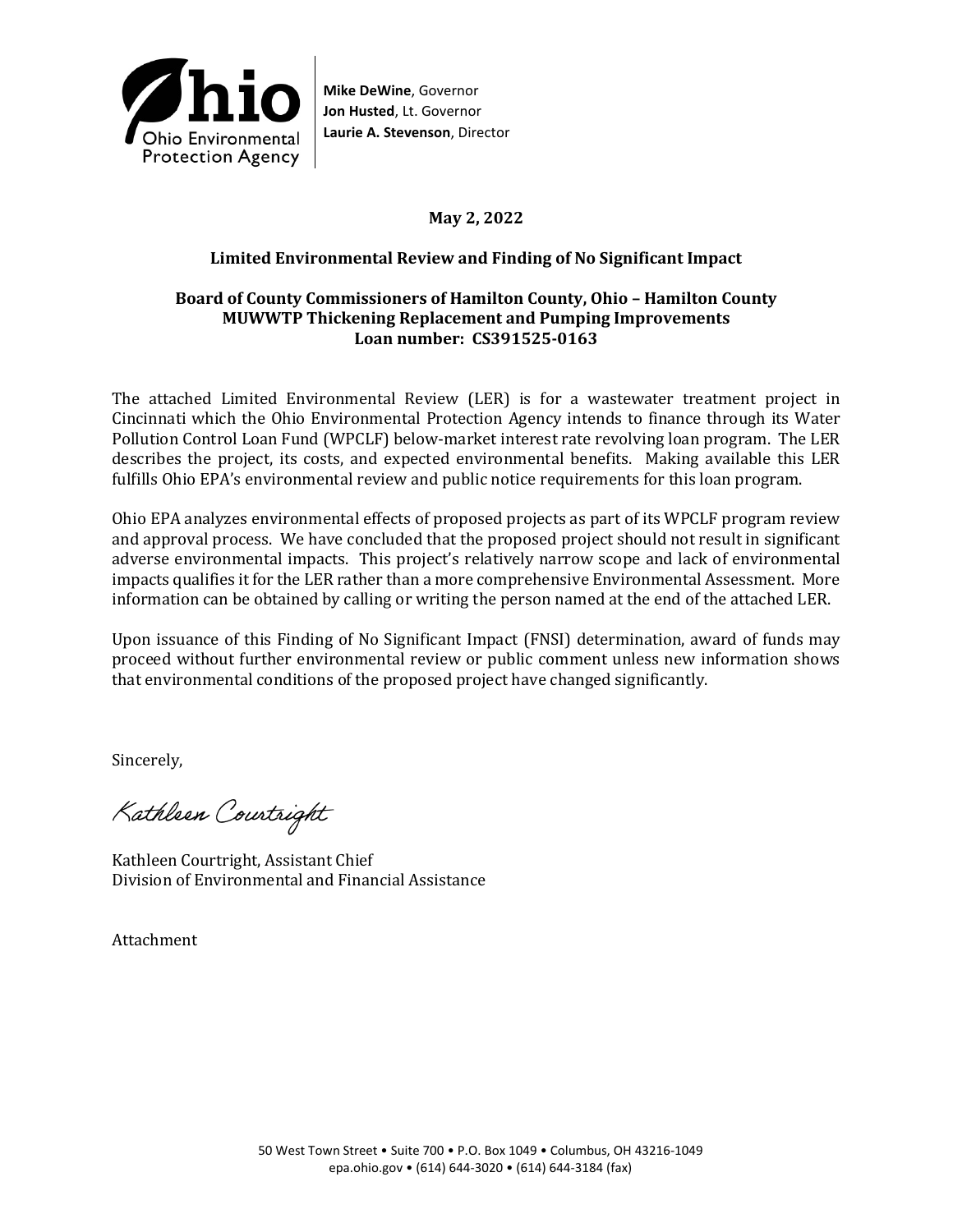Ohio Environmental Protection Agency

**Mike DeWine**, Governor
**Jon Husted**, Lt. Governor
**Laurie A. Stevenson**, Director

**May 2, 2022**

**Limited Environmental Review and Finding of No Significant Impact**

**Board of County Commissioners of Hamilton County, Ohio – Hamilton County MUWWTP Thickening Replacement and Pumping Improvements**
**Loan number: CS391525-0163**

The attached Limited Environmental Review (LER) is for a wastewater treatment project in Cincinnati which the Ohio Environmental Protection Agency intends to finance through its Water Pollution Control Loan Fund (WPCLF) below-market interest rate revolving loan program. The LER describes the project, its costs, and expected environmental benefits. Making available this LER fulfills Ohio EPA's environmental review and public notice requirements for this loan program.

Ohio EPA analyzes environmental effects of proposed projects as part of its WPCLF program review and approval process. We have concluded that the proposed project should not result in significant adverse environmental impacts. This project's relatively narrow scope and lack of environmental impacts qualifies it for the LER rather than a more comprehensive Environmental Assessment. More information can be obtained by calling or writing the person named at the end of the attached LER.

Upon issuance of this Finding of No Significant Impact (FNSI) determination, award of funds may proceed without further environmental review or public comment unless new information shows that environmental conditions of the proposed project have changed significantly.

Sincerely,

Kathleen Courtright

Kathleen Courtright, Assistant Chief
Division of Environmental and Financial Assistance

Attachment

50 West Town Street • Suite 700 • P.O. Box 1049 • Columbus, OH 43216-1049
epa.ohio.gov • (614) 644-3020 • (614) 644-3184 (fax)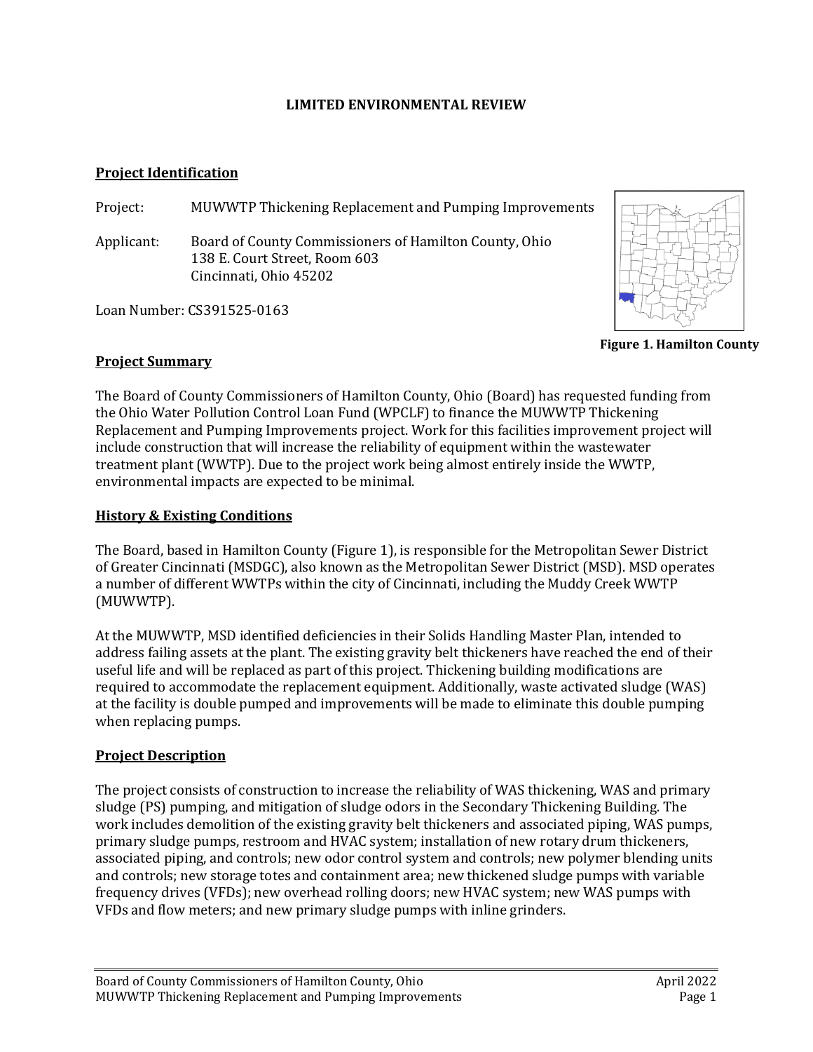**LIMITED ENVIRONMENTAL REVIEW**

## Project Identification

Project: MUWWTP Thickening Replacement and Pumping Improvements

Applicant: Board of County Commissioners of Hamilton County, Ohio
138 E. Court Street, Room 603
Cincinnati, Ohio 45202

Loan Number: CS391525-0163

**Figure 1. Hamilton County**

## Project Summary

The Board of County Commissioners of Hamilton County, Ohio (Board) has requested funding from the Ohio Water Pollution Control Loan Fund (WPCLF) to finance the MUWWTP Thickening Replacement and Pumping Improvements project. Work for this facilities improvement project will include construction that will increase the reliability of equipment within the wastewater treatment plant (WWTP). Due to the project work being almost entirely inside the WWTP, environmental impacts are expected to be minimal.

## History & Existing Conditions

The Board, based in Hamilton County (Figure 1), is responsible for the Metropolitan Sewer District of Greater Cincinnati (MSDGC), also known as the Metropolitan Sewer District (MSD). MSD operates a number of different WWTPs within the city of Cincinnati, including the Muddy Creek WWTP (MUWWTP).

At the MUWWTP, MSD identified deficiencies in their Solids Handling Master Plan, intended to address failing assets at the plant. The existing gravity belt thickeners have reached the end of their useful life and will be replaced as part of this project. Thickening building modifications are required to accommodate the replacement equipment. Additionally, waste activated sludge (WAS) at the facility is double pumped and improvements will be made to eliminate this double pumping when replacing pumps.

## Project Description

The project consists of construction to increase the reliability of WAS thickening, WAS and primary sludge (PS) pumping, and mitigation of sludge odors in the Secondary Thickening Building. The work includes demolition of the existing gravity belt thickeners and associated piping, WAS pumps, primary sludge pumps, restroom and HVAC system; installation of new rotary drum thickeners, associated piping, and controls; new odor control system and controls; new polymer blending units and controls; new storage totes and containment area; new thickened sludge pumps with variable frequency drives (VFDs); new overhead rolling doors; new HVAC system; new WAS pumps with VFDs and flow meters; and new primary sludge pumps with inline grinders.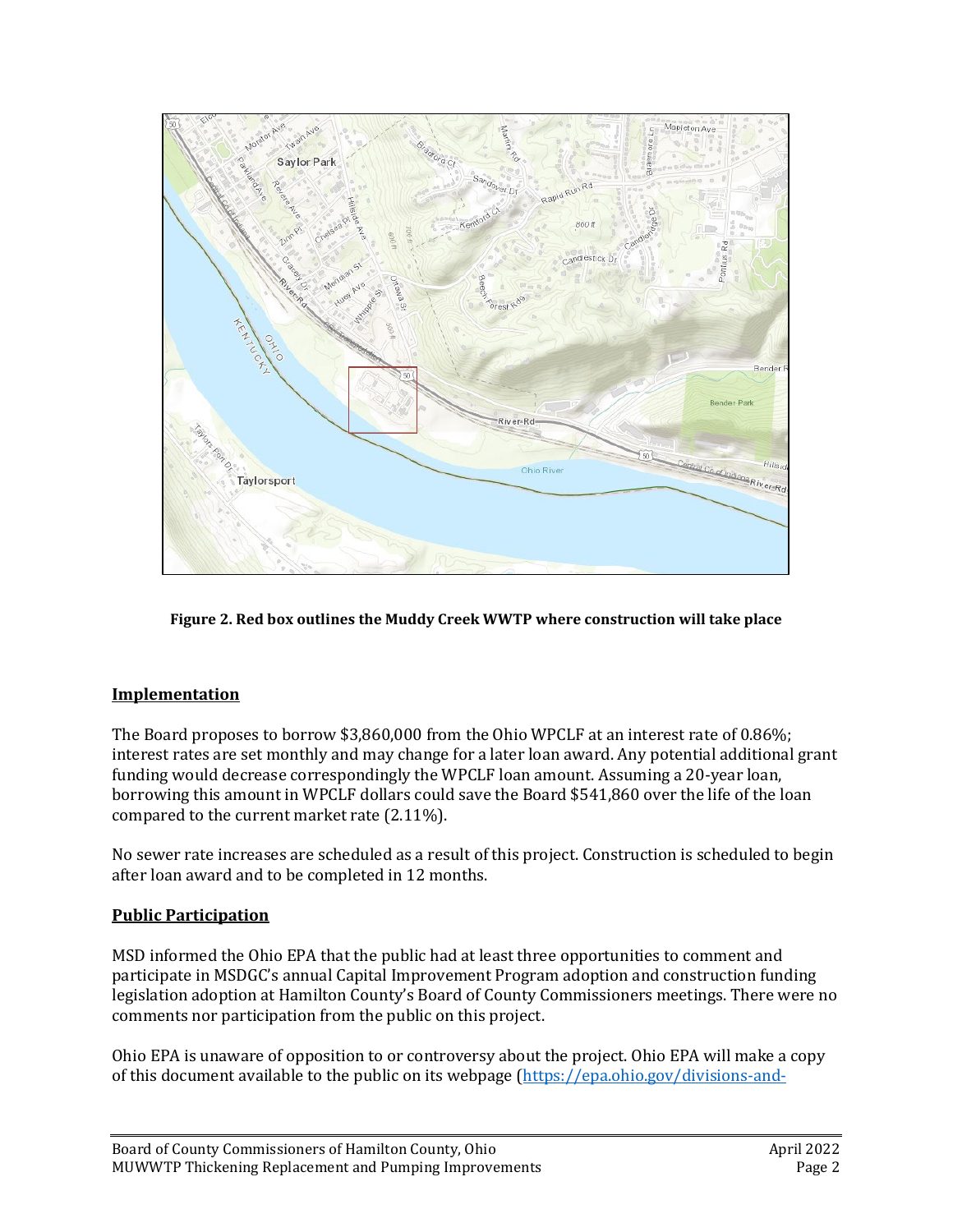**Figure 2. Red box outlines the Muddy Creek WWTP where construction will take place**

## Implementation

The Board proposes to borrow $3,860,000 from the Ohio WPCLF at an interest rate of 0.86%; interest rates are set monthly and may change for a later loan award. Any potential additional grant funding would decrease correspondingly the WPCLF loan amount. Assuming a 20-year loan, borrowing this amount in WPCLF dollars could save the Board $541,860 over the life of the loan compared to the current market rate (2.11%).

No sewer rate increases are scheduled as a result of this project. Construction is scheduled to begin after loan award and to be completed in 12 months.

## Public Participation

MSD informed the Ohio EPA that the public had at least three opportunities to comment and participate in MSDGC's annual Capital Improvement Program adoption and construction funding legislation adoption at Hamilton County's Board of County Commissioners meetings. There were no comments nor participation from the public on this project.

Ohio EPA is unaware of opposition to or controversy about the project. Ohio EPA will make a copy of this document available to the public on its webpage (https://epa.ohio.gov/divisions-and-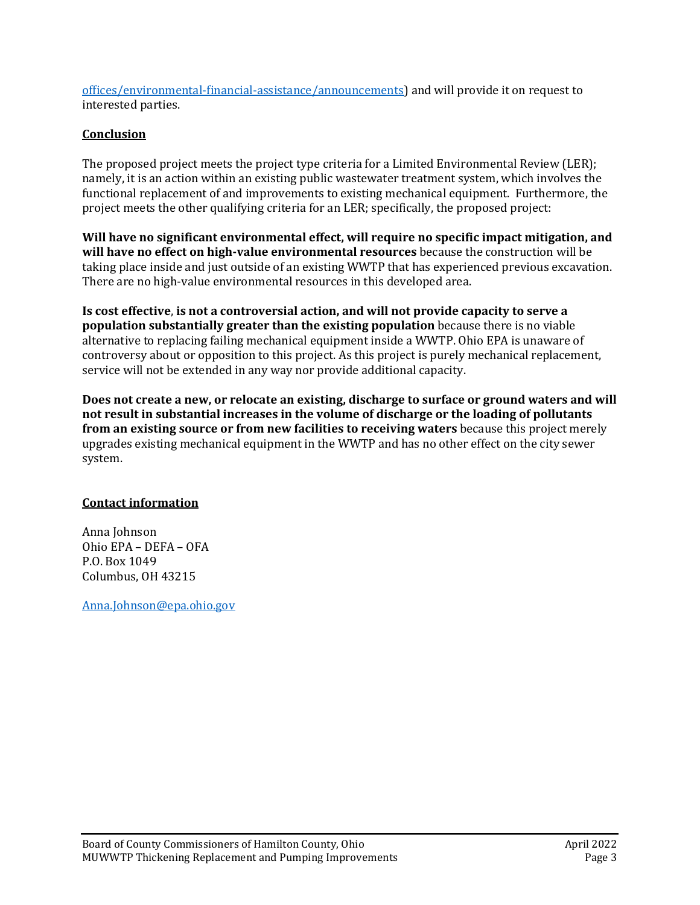[offices/environmental-financial-assistance/announcements](offices/environmental-financial-assistance/announcements)) and will provide it on request to interested parties.

## Conclusion

The proposed project meets the project type criteria for a Limited Environmental Review (LER); namely, it is an action within an existing public wastewater treatment system, which involves the functional replacement of and improvements to existing mechanical equipment. Furthermore, the project meets the other qualifying criteria for an LER; specifically, the proposed project:

**Will have no significant environmental effect, will require no specific impact mitigation, and will have no effect on high-value environmental resources** because the construction will be taking place inside and just outside of an existing WWTP that has experienced previous excavation. There are no high-value environmental resources in this developed area.

**Is cost effective**, **is not a controversial action, and will not provide capacity to serve a population substantially greater than the existing population** because there is no viable alternative to replacing failing mechanical equipment inside a WWTP. Ohio EPA is unaware of controversy about or opposition to this project. As this project is purely mechanical replacement, service will not be extended in any way nor provide additional capacity.

**Does not create a new, or relocate an existing, discharge to surface or ground waters and will not result in substantial increases in the volume of discharge or the loading of pollutants from an existing source or from new facilities to receiving waters** because this project merely upgrades existing mechanical equipment in the WWTP and has no other effect on the city sewer system.

## Contact information

Anna Johnson
Ohio EPA – DEFA – OFA
P.O. Box 1049
Columbus, OH 43215

[Anna.Johnson@epa.ohio.gov](mailto:Anna.Johnson@epa.ohio.gov)